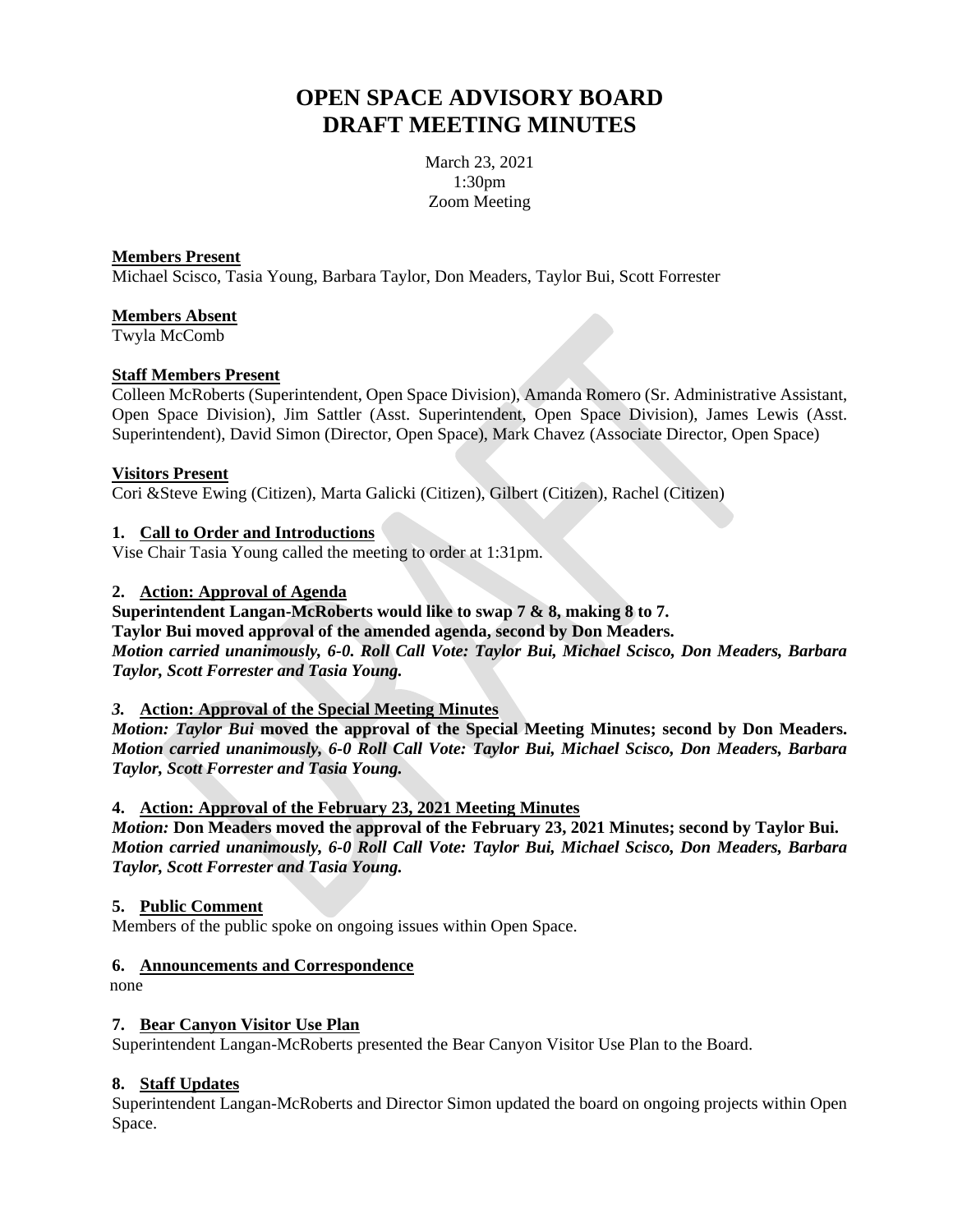# OPEN SPACE ADVISORY BOARD
# DRAFT MEETING MINUTES

March 23, 2021
1:30pm
Zoom Meeting

**Members Present**
Michael Scisco, Tasia Young, Barbara Taylor, Don Meaders, Taylor Bui, Scott Forrester

**Members Absent**
Twyla McComb

**Staff Members Present**
Colleen McRoberts (Superintendent, Open Space Division), Amanda Romero (Sr. Administrative Assistant, Open Space Division), Jim Sattler (Asst. Superintendent, Open Space Division), James Lewis (Asst. Superintendent), David Simon (Director, Open Space), Mark Chavez (Associate Director, Open Space)

**Visitors Present**
Cori &Steve Ewing (Citizen), Marta Galicki (Citizen), Gilbert (Citizen), Rachel (Citizen)

**1. Call to Order and Introductions**
Vise Chair Tasia Young called the meeting to order at 1:31pm.

**2. Action: Approval of Agenda**
**Superintendent Langan-McRoberts would like to swap 7 & 8, making 8 to 7.**
**Taylor Bui moved approval of the amended agenda, second by Don Meaders.**
***Motion carried unanimously, 6-0. Roll Call Vote: Taylor Bui, Michael Scisco, Don Meaders, Barbara Taylor, Scott Forrester and Tasia Young.***

***3.* Action: Approval of the Special Meeting Minutes**
***Motion: Taylor Bui* moved the approval of the Special Meeting Minutes; second by Don Meaders.** ***Motion carried unanimously, 6-0 Roll Call Vote: Taylor Bui, Michael Scisco, Don Meaders, Barbara Taylor, Scott Forrester and Tasia Young.***

**4. Action: Approval of the February 23, 2021 Meeting Minutes**
***Motion:* Don Meaders moved the approval of the February 23, 2021 Minutes; second by Taylor Bui.** ***Motion carried unanimously, 6-0 Roll Call Vote: Taylor Bui, Michael Scisco, Don Meaders, Barbara Taylor, Scott Forrester and Tasia Young.***

**5. Public Comment**
Members of the public spoke on ongoing issues within Open Space.

**6. Announcements and Correspondence**
none

**7. Bear Canyon Visitor Use Plan**
Superintendent Langan-McRoberts presented the Bear Canyon Visitor Use Plan to the Board.

**8. Staff Updates**
Superintendent Langan-McRoberts and Director Simon updated the board on ongoing projects within Open Space.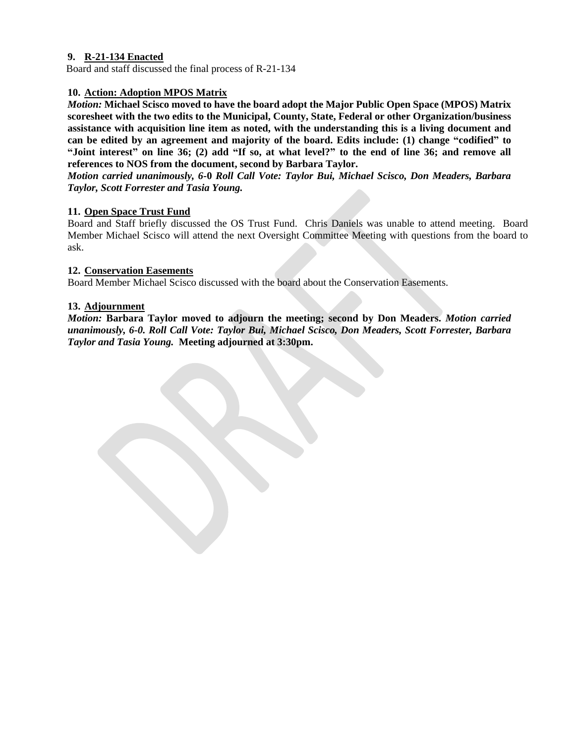**9. R-21-134 Enacted**

Board and staff discussed the final process of R-21-134

**10. Action: Adoption MPOS Matrix**

***Motion:*** **Michael Scisco moved to have the board adopt the Major Public Open Space (MPOS) Matrix scoresheet with the two edits to the Municipal, County, State, Federal or other Organization/business assistance with acquisition line item as noted, with the understanding this is a living document and can be edited by an agreement and majority of the board. Edits include: (1) change "codified" to "Joint interest" on line 36; (2) add "If so, at what level?" to the end of line 36; and remove all references to NOS from the document, second by Barbara Taylor.**

***Motion carried unanimously, 6-0 Roll Call Vote: Taylor Bui, Michael Scisco, Don Meaders, Barbara Taylor, Scott Forrester and Tasia Young.***

**11. Open Space Trust Fund**

Board and Staff briefly discussed the OS Trust Fund. Chris Daniels was unable to attend meeting. Board Member Michael Scisco will attend the next Oversight Committee Meeting with questions from the board to ask.

**12. Conservation Easements**

Board Member Michael Scisco discussed with the board about the Conservation Easements.

**13. Adjournment**

***Motion:*** **Barbara Taylor moved to adjourn the meeting; second by Don Meaders.** ***Motion carried unanimously, 6-0. Roll Call Vote: Taylor Bui, Michael Scisco, Don Meaders, Scott Forrester, Barbara Taylor and Tasia Young.*** **Meeting adjourned at 3:30pm.**